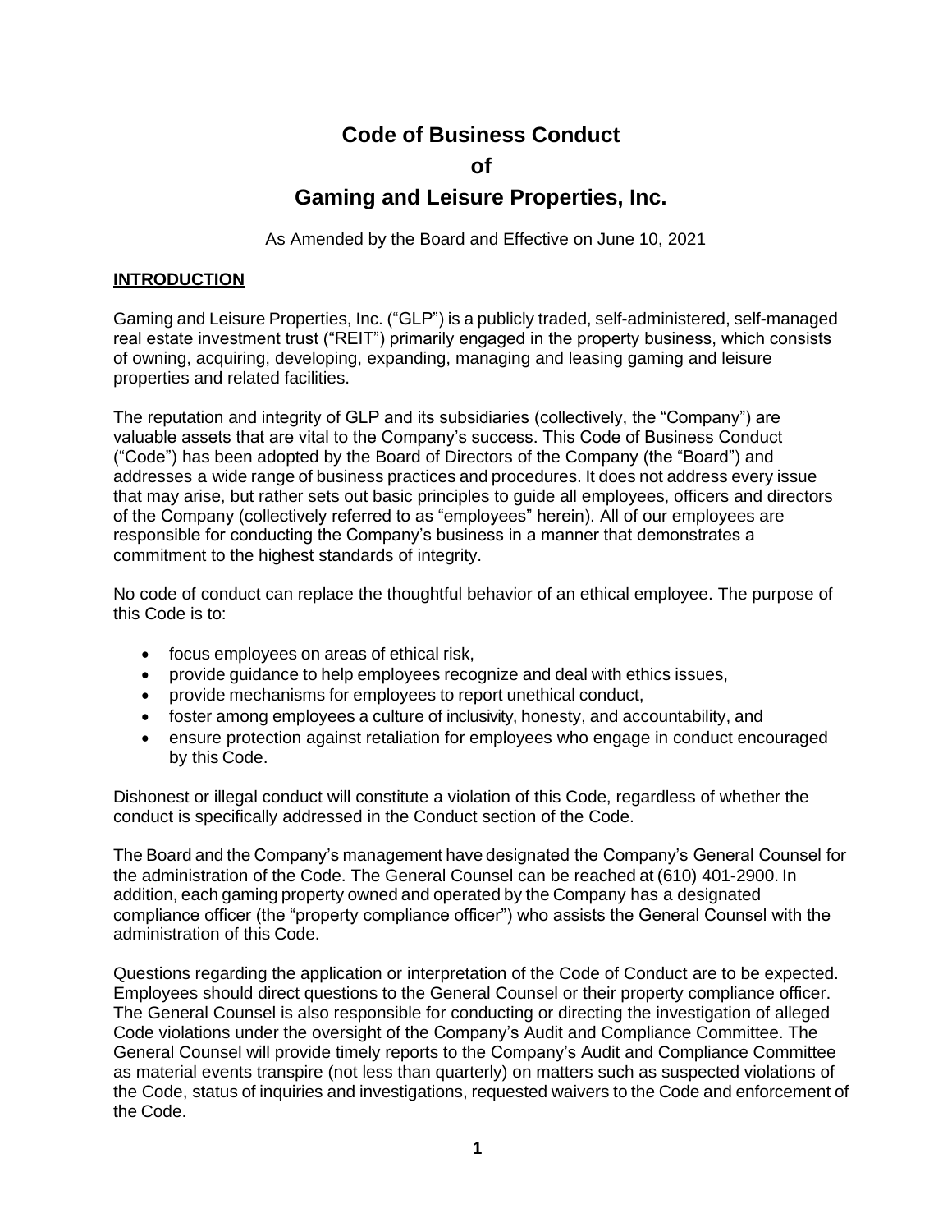# Code of Business Conduct

# of

# Gaming and Leisure Properties, Inc.

As Amended by the Board and Effective on June 10, 2021

## INTRODUCTION

Gaming and Leisure Properties, Inc. ("GLP") is a publicly traded, self-administered, self-managed real estate investment trust ("REIT") primarily engaged in the property business, which consists of owning, acquiring, developing, expanding, managing and leasing gaming and leisure properties and related facilities.

The reputation and integrity of GLP and its subsidiaries (collectively, the "Company") are valuable assets that are vital to the Company's success. This Code of Business Conduct ("Code") has been adopted by the Board of Directors of the Company (the "Board") and addresses a wide range of business practices and procedures. It does not address every issue that may arise, but rather sets out basic principles to guide all employees, officers and directors of the Company (collectively referred to as "employees" herein). All of our employees are responsible for conducting the Company's business in a manner that demonstrates a commitment to the highest standards of integrity.

No code of conduct can replace the thoughtful behavior of an ethical employee. The purpose of this Code is to:

- focus employees on areas of ethical risk,
- provide guidance to help employees recognize and deal with ethics issues,
- provide mechanisms for employees to report unethical conduct,
- foster among employees a culture of inclusivity, honesty, and accountability, and
- ensure protection against retaliation for employees who engage in conduct encouraged by this Code.

Dishonest or illegal conduct will constitute a violation of this Code, regardless of whether the conduct is specifically addressed in the Conduct section of the Code.

The Board and the Company's management have designated the Company's General Counsel for the administration of the Code. The General Counsel can be reached at (610) 401-2900. In addition, each gaming property owned and operated by the Company has a designated compliance officer (the "property compliance officer") who assists the General Counsel with the administration of this Code.

Questions regarding the application or interpretation of the Code of Conduct are to be expected. Employees should direct questions to the General Counsel or their property compliance officer. The General Counsel is also responsible for conducting or directing the investigation of alleged Code violations under the oversight of the Company's Audit and Compliance Committee. The General Counsel will provide timely reports to the Company's Audit and Compliance Committee as material events transpire (not less than quarterly) on matters such as suspected violations of the Code, status of inquiries and investigations, requested waivers to the Code and enforcement of the Code.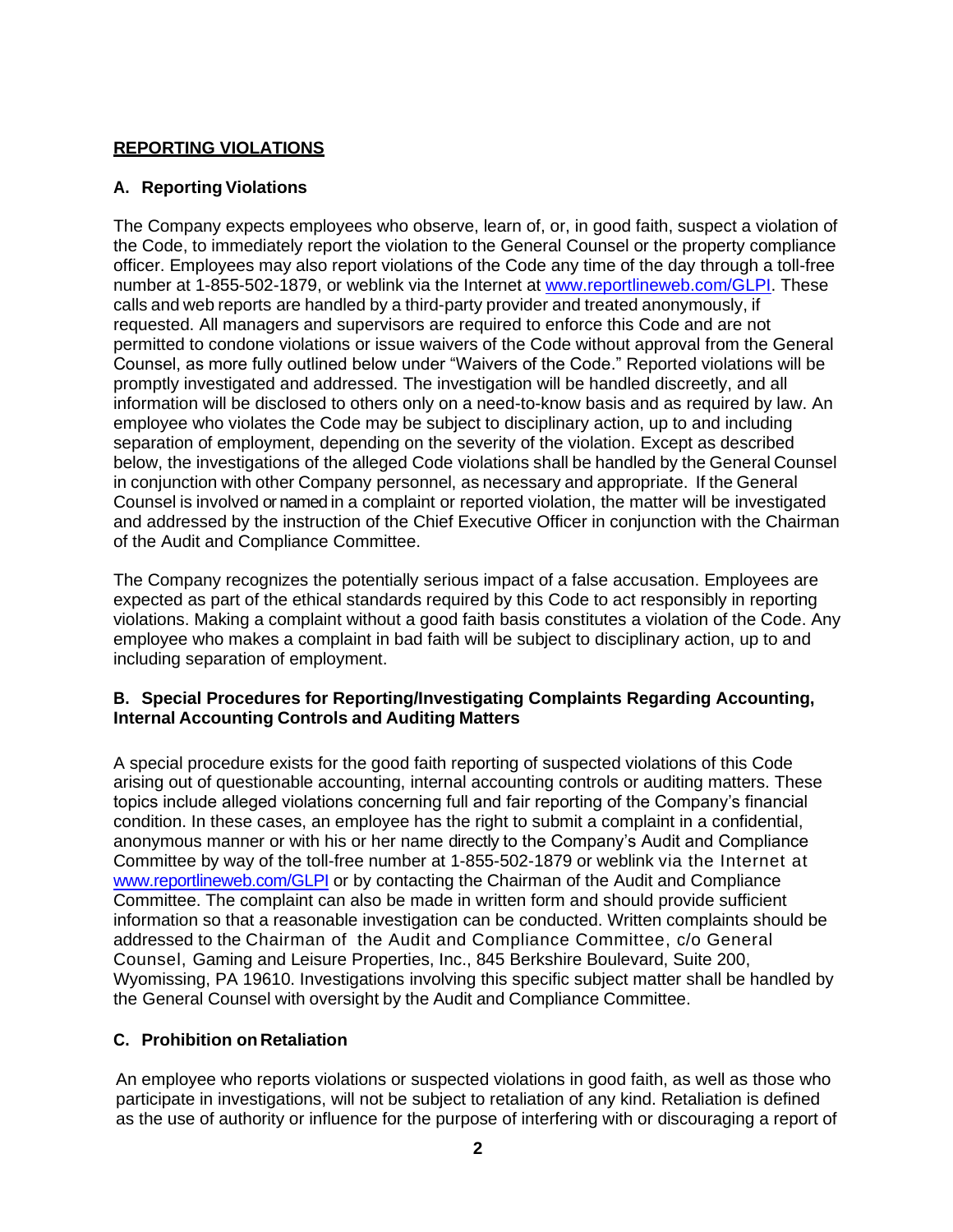## REPORTING VIOLATIONS

### A. Reporting Violations

The Company expects employees who observe, learn of, or, in good faith, suspect a violation of the Code, to immediately report the violation to the General Counsel or the property compliance officer. Employees may also report violations of the Code any time of the day through a toll-free number at 1-855-502-1879, or weblink via the Internet at [www.reportlineweb.com/GLPI](www.reportlineweb.com/GLPI). These calls and web reports are handled by a third-party provider and treated anonymously, if requested. All managers and supervisors are required to enforce this Code and are not permitted to condone violations or issue waivers of the Code without approval from the General Counsel, as more fully outlined below under "Waivers of the Code." Reported violations will be promptly investigated and addressed. The investigation will be handled discreetly, and all information will be disclosed to others only on a need-to-know basis and as required by law. An employee who violates the Code may be subject to disciplinary action, up to and including separation of employment, depending on the severity of the violation. Except as described below, the investigations of the alleged Code violations shall be handled by the General Counsel in conjunction with other Company personnel, as necessary and appropriate. If the General Counsel is involved or named in a complaint or reported violation, the matter will be investigated and addressed by the instruction of the Chief Executive Officer in conjunction with the Chairman of the Audit and Compliance Committee.

The Company recognizes the potentially serious impact of a false accusation. Employees are expected as part of the ethical standards required by this Code to act responsibly in reporting violations. Making a complaint without a good faith basis constitutes a violation of the Code. Any employee who makes a complaint in bad faith will be subject to disciplinary action, up to and including separation of employment.

### B. Special Procedures for Reporting/Investigating Complaints Regarding Accounting, Internal Accounting Controls and Auditing Matters

A special procedure exists for the good faith reporting of suspected violations of this Code arising out of questionable accounting, internal accounting controls or auditing matters. These topics include alleged violations concerning full and fair reporting of the Company's financial condition. In these cases, an employee has the right to submit a complaint in a confidential, anonymous manner or with his or her name directly to the Company's Audit and Compliance Committee by way of the toll-free number at 1-855-502-1879 or weblink via the Internet at [www.reportlineweb.com/GLPI](www.reportlineweb.com/GLPI) or by contacting the Chairman of the Audit and Compliance Committee. The complaint can also be made in written form and should provide sufficient information so that a reasonable investigation can be conducted. Written complaints should be addressed to the Chairman of the Audit and Compliance Committee, c/o General Counsel, Gaming and Leisure Properties, Inc., 845 Berkshire Boulevard, Suite 200, Wyomissing, PA 19610. Investigations involving this specific subject matter shall be handled by the General Counsel with oversight by the Audit and Compliance Committee.

### C. Prohibition on Retaliation

An employee who reports violations or suspected violations in good faith, as well as those who participate in investigations, will not be subject to retaliation of any kind. Retaliation is defined as the use of authority or influence for the purpose of interfering with or discouraging a report of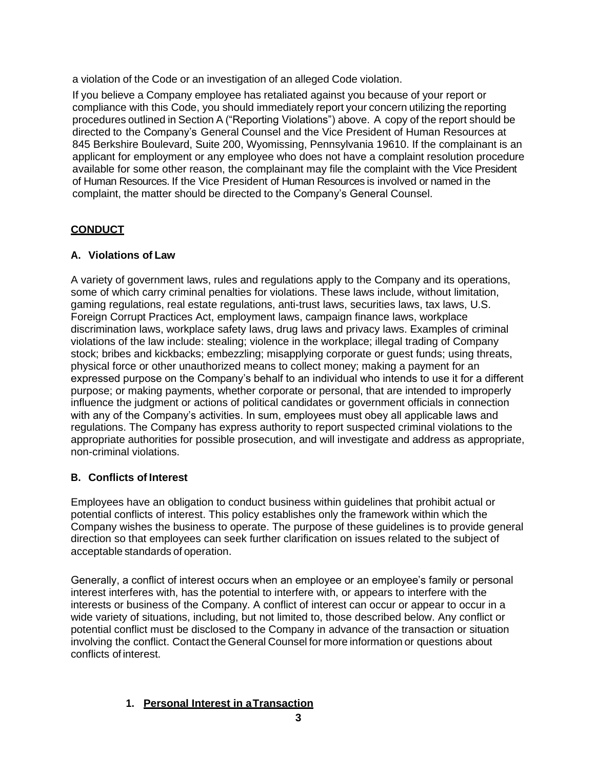a violation of the Code or an investigation of an alleged Code violation.

If you believe a Company employee has retaliated against you because of your report or compliance with this Code, you should immediately report your concern utilizing the reporting procedures outlined in Section A ("Reporting Violations") above. A copy of the report should be directed to the Company's General Counsel and the Vice President of Human Resources at 845 Berkshire Boulevard, Suite 200, Wyomissing, Pennsylvania 19610. If the complainant is an applicant for employment or any employee who does not have a complaint resolution procedure available for some other reason, the complainant may file the complaint with the Vice President of Human Resources. If the Vice President of Human Resources is involved or named in the complaint, the matter should be directed to the Company's General Counsel.

## CONDUCT

### A. Violations of Law

A variety of government laws, rules and regulations apply to the Company and its operations, some of which carry criminal penalties for violations. These laws include, without limitation, gaming regulations, real estate regulations, anti-trust laws, securities laws, tax laws, U.S. Foreign Corrupt Practices Act, employment laws, campaign finance laws, workplace discrimination laws, workplace safety laws, drug laws and privacy laws. Examples of criminal violations of the law include: stealing; violence in the workplace; illegal trading of Company stock; bribes and kickbacks; embezzling; misapplying corporate or guest funds; using threats, physical force or other unauthorized means to collect money; making a payment for an expressed purpose on the Company's behalf to an individual who intends to use it for a different purpose; or making payments, whether corporate or personal, that are intended to improperly influence the judgment or actions of political candidates or government officials in connection with any of the Company's activities. In sum, employees must obey all applicable laws and regulations. The Company has express authority to report suspected criminal violations to the appropriate authorities for possible prosecution, and will investigate and address as appropriate, non-criminal violations.

### B. Conflicts of Interest

Employees have an obligation to conduct business within guidelines that prohibit actual or potential conflicts of interest. This policy establishes only the framework within which the Company wishes the business to operate. The purpose of these guidelines is to provide general direction so that employees can seek further clarification on issues related to the subject of acceptable standards of operation.

Generally, a conflict of interest occurs when an employee or an employee's family or personal interest interferes with, has the potential to interfere with, or appears to interfere with the interests or business of the Company. A conflict of interest can occur or appear to occur in a wide variety of situations, including, but not limited to, those described below. Any conflict or potential conflict must be disclosed to the Company in advance of the transaction or situation involving the conflict. Contact the General Counsel for more information or questions about conflicts of interest.

#### 1. Personal Interest in a Transaction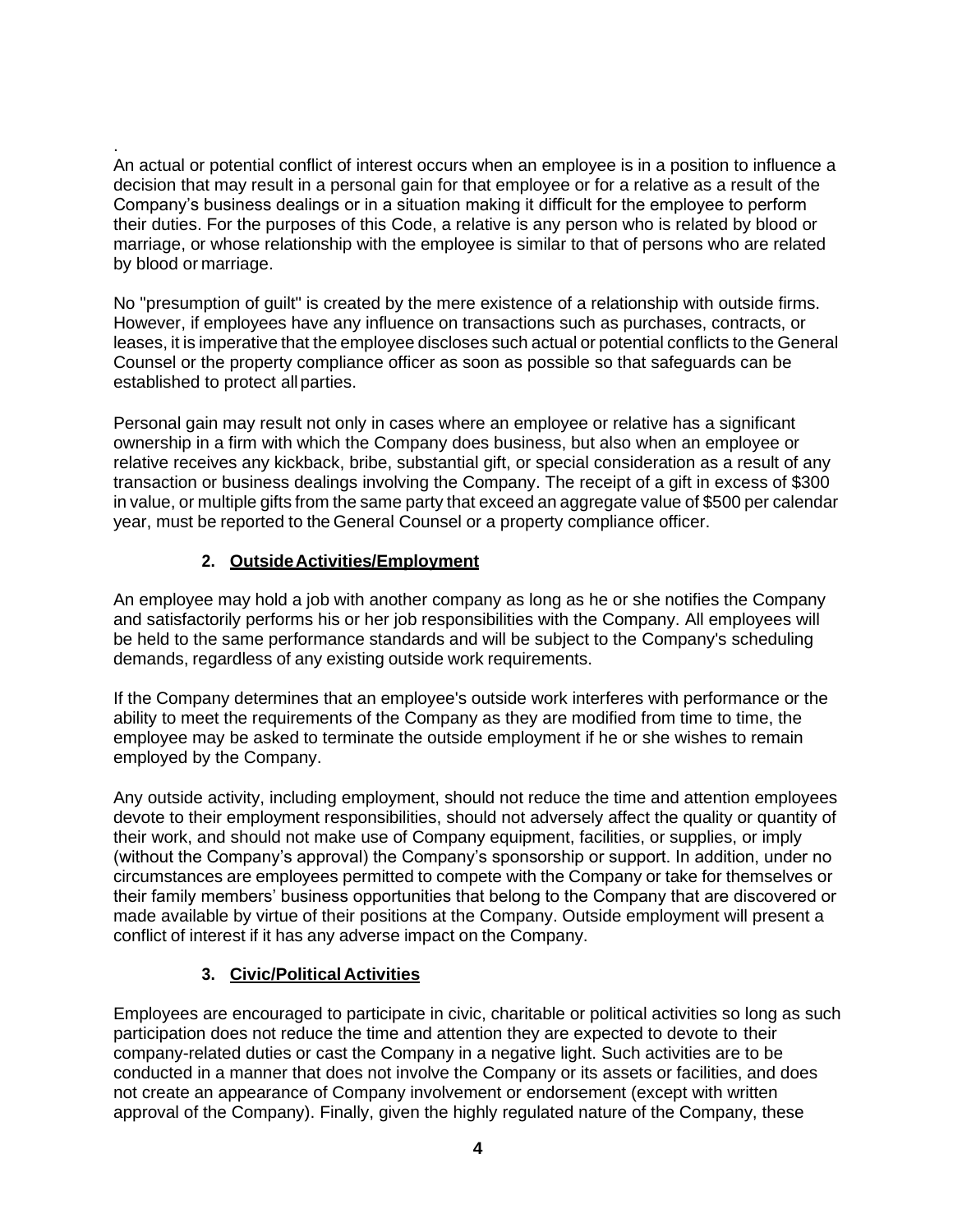.
An actual or potential conflict of interest occurs when an employee is in a position to influence a decision that may result in a personal gain for that employee or for a relative as a result of the Company's business dealings or in a situation making it difficult for the employee to perform their duties. For the purposes of this Code, a relative is any person who is related by blood or marriage, or whose relationship with the employee is similar to that of persons who are related by blood or marriage.

No "presumption of guilt" is created by the mere existence of a relationship with outside firms. However, if employees have any influence on transactions such as purchases, contracts, or leases, it is imperative that the employee discloses such actual or potential conflicts to the General Counsel or the property compliance officer as soon as possible so that safeguards can be established to protect all parties.

Personal gain may result not only in cases where an employee or relative has a significant ownership in a firm with which the Company does business, but also when an employee or relative receives any kickback, bribe, substantial gift, or special consideration as a result of any transaction or business dealings involving the Company. The receipt of a gift in excess of $300 in value, or multiple gifts from the same party that exceed an aggregate value of $500 per calendar year, must be reported to the General Counsel or a property compliance officer.

### 2. Outside Activities/Employment

An employee may hold a job with another company as long as he or she notifies the Company and satisfactorily performs his or her job responsibilities with the Company. All employees will be held to the same performance standards and will be subject to the Company's scheduling demands, regardless of any existing outside work requirements.

If the Company determines that an employee's outside work interferes with performance or the ability to meet the requirements of the Company as they are modified from time to time, the employee may be asked to terminate the outside employment if he or she wishes to remain employed by the Company.

Any outside activity, including employment, should not reduce the time and attention employees devote to their employment responsibilities, should not adversely affect the quality or quantity of their work, and should not make use of Company equipment, facilities, or supplies, or imply (without the Company's approval) the Company's sponsorship or support. In addition, under no circumstances are employees permitted to compete with the Company or take for themselves or their family members' business opportunities that belong to the Company that are discovered or made available by virtue of their positions at the Company. Outside employment will present a conflict of interest if it has any adverse impact on the Company.

### 3. Civic/Political Activities

Employees are encouraged to participate in civic, charitable or political activities so long as such participation does not reduce the time and attention they are expected to devote to their company-related duties or cast the Company in a negative light. Such activities are to be conducted in a manner that does not involve the Company or its assets or facilities, and does not create an appearance of Company involvement or endorsement (except with written approval of the Company). Finally, given the highly regulated nature of the Company, these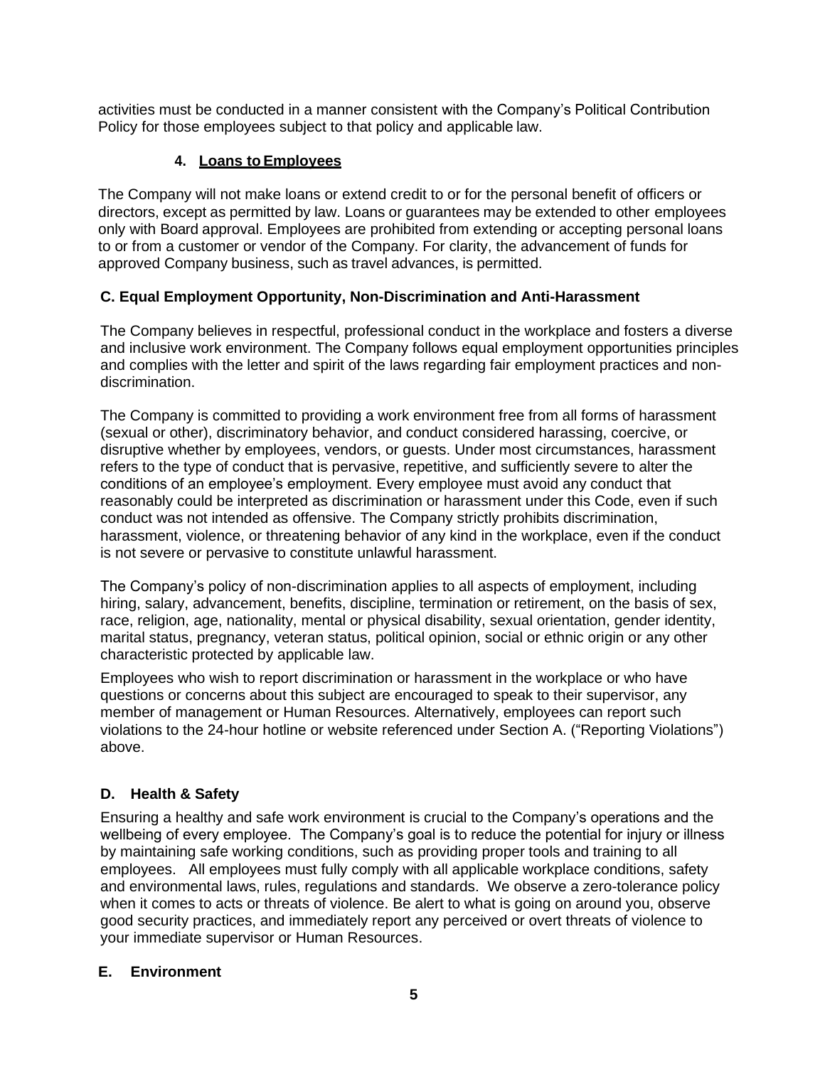activities must be conducted in a manner consistent with the Company's Political Contribution Policy for those employees subject to that policy and applicable law.

#### 4. **Loans to Employees**

The Company will not make loans or extend credit to or for the personal benefit of officers or directors, except as permitted by law. Loans or guarantees may be extended to other employees only with Board approval. Employees are prohibited from extending or accepting personal loans to or from a customer or vendor of the Company. For clarity, the advancement of funds for approved Company business, such as travel advances, is permitted.

### C. Equal Employment Opportunity, Non-Discrimination and Anti-Harassment

The Company believes in respectful, professional conduct in the workplace and fosters a diverse and inclusive work environment. The Company follows equal employment opportunities principles and complies with the letter and spirit of the laws regarding fair employment practices and non-discrimination.

The Company is committed to providing a work environment free from all forms of harassment (sexual or other), discriminatory behavior, and conduct considered harassing, coercive, or disruptive whether by employees, vendors, or guests. Under most circumstances, harassment refers to the type of conduct that is pervasive, repetitive, and sufficiently severe to alter the conditions of an employee's employment. Every employee must avoid any conduct that reasonably could be interpreted as discrimination or harassment under this Code, even if such conduct was not intended as offensive. The Company strictly prohibits discrimination, harassment, violence, or threatening behavior of any kind in the workplace, even if the conduct is not severe or pervasive to constitute unlawful harassment.

The Company's policy of non-discrimination applies to all aspects of employment, including hiring, salary, advancement, benefits, discipline, termination or retirement, on the basis of sex, race, religion, age, nationality, mental or physical disability, sexual orientation, gender identity, marital status, pregnancy, veteran status, political opinion, social or ethnic origin or any other characteristic protected by applicable law.

Employees who wish to report discrimination or harassment in the workplace or who have questions or concerns about this subject are encouraged to speak to their supervisor, any member of management or Human Resources. Alternatively, employees can report such violations to the 24-hour hotline or website referenced under Section A. ("Reporting Violations") above.

### D. Health & Safety

Ensuring a healthy and safe work environment is crucial to the Company's operations and the wellbeing of every employee. The Company's goal is to reduce the potential for injury or illness by maintaining safe working conditions, such as providing proper tools and training to all employees. All employees must fully comply with all applicable workplace conditions, safety and environmental laws, rules, regulations and standards. We observe a zero-tolerance policy when it comes to acts or threats of violence. Be alert to what is going on around you, observe good security practices, and immediately report any perceived or overt threats of violence to your immediate supervisor or Human Resources.

### E. Environment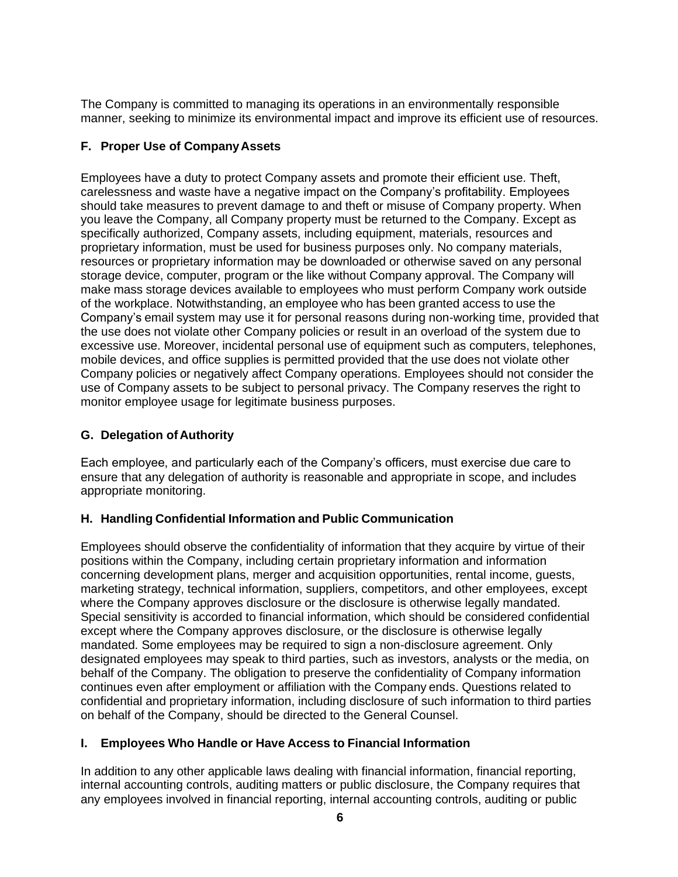The Company is committed to managing its operations in an environmentally responsible manner, seeking to minimize its environmental impact and improve its efficient use of resources.

### F. Proper Use of Company Assets

Employees have a duty to protect Company assets and promote their efficient use. Theft, carelessness and waste have a negative impact on the Company's profitability. Employees should take measures to prevent damage to and theft or misuse of Company property. When you leave the Company, all Company property must be returned to the Company. Except as specifically authorized, Company assets, including equipment, materials, resources and proprietary information, must be used for business purposes only. No company materials, resources or proprietary information may be downloaded or otherwise saved on any personal storage device, computer, program or the like without Company approval. The Company will make mass storage devices available to employees who must perform Company work outside of the workplace. Notwithstanding, an employee who has been granted access to use the Company's email system may use it for personal reasons during non-working time, provided that the use does not violate other Company policies or result in an overload of the system due to excessive use. Moreover, incidental personal use of equipment such as computers, telephones, mobile devices, and office supplies is permitted provided that the use does not violate other Company policies or negatively affect Company operations. Employees should not consider the use of Company assets to be subject to personal privacy. The Company reserves the right to monitor employee usage for legitimate business purposes.

### G. Delegation of Authority

Each employee, and particularly each of the Company's officers, must exercise due care to ensure that any delegation of authority is reasonable and appropriate in scope, and includes appropriate monitoring.

### H. Handling Confidential Information and Public Communication

Employees should observe the confidentiality of information that they acquire by virtue of their positions within the Company, including certain proprietary information and information concerning development plans, merger and acquisition opportunities, rental income, guests, marketing strategy, technical information, suppliers, competitors, and other employees, except where the Company approves disclosure or the disclosure is otherwise legally mandated. Special sensitivity is accorded to financial information, which should be considered confidential except where the Company approves disclosure, or the disclosure is otherwise legally mandated. Some employees may be required to sign a non-disclosure agreement. Only designated employees may speak to third parties, such as investors, analysts or the media, on behalf of the Company. The obligation to preserve the confidentiality of Company information continues even after employment or affiliation with the Company ends. Questions related to confidential and proprietary information, including disclosure of such information to third parties on behalf of the Company, should be directed to the General Counsel.

### I. Employees Who Handle or Have Access to Financial Information

In addition to any other applicable laws dealing with financial information, financial reporting, internal accounting controls, auditing matters or public disclosure, the Company requires that any employees involved in financial reporting, internal accounting controls, auditing or public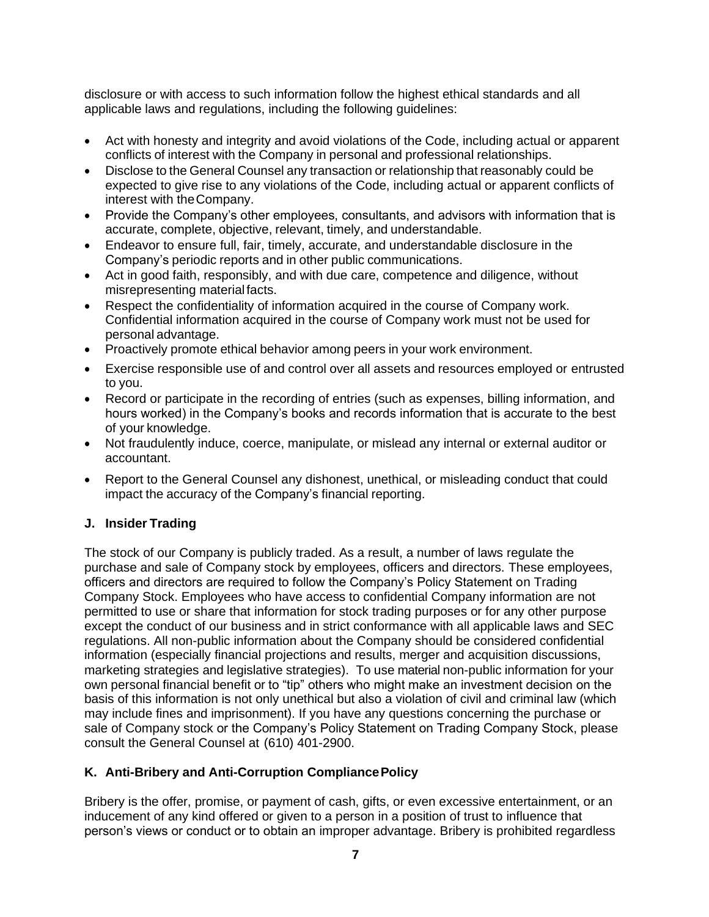disclosure or with access to such information follow the highest ethical standards and all applicable laws and regulations, including the following guidelines:

- Act with honesty and integrity and avoid violations of the Code, including actual or apparent conflicts of interest with the Company in personal and professional relationships.
- Disclose to the General Counsel any transaction or relationship that reasonably could be expected to give rise to any violations of the Code, including actual or apparent conflicts of interest with the Company.
- Provide the Company's other employees, consultants, and advisors with information that is accurate, complete, objective, relevant, timely, and understandable.
- Endeavor to ensure full, fair, timely, accurate, and understandable disclosure in the Company's periodic reports and in other public communications.
- Act in good faith, responsibly, and with due care, competence and diligence, without misrepresenting material facts.
- Respect the confidentiality of information acquired in the course of Company work. Confidential information acquired in the course of Company work must not be used for personal advantage.
- Proactively promote ethical behavior among peers in your work environment.
- Exercise responsible use of and control over all assets and resources employed or entrusted to you.
- Record or participate in the recording of entries (such as expenses, billing information, and hours worked) in the Company's books and records information that is accurate to the best of your knowledge.
- Not fraudulently induce, coerce, manipulate, or mislead any internal or external auditor or accountant.
- Report to the General Counsel any dishonest, unethical, or misleading conduct that could impact the accuracy of the Company's financial reporting.

### J. Insider Trading

The stock of our Company is publicly traded. As a result, a number of laws regulate the purchase and sale of Company stock by employees, officers and directors. These employees, officers and directors are required to follow the Company's Policy Statement on Trading Company Stock. Employees who have access to confidential Company information are not permitted to use or share that information for stock trading purposes or for any other purpose except the conduct of our business and in strict conformance with all applicable laws and SEC regulations. All non-public information about the Company should be considered confidential information (especially financial projections and results, merger and acquisition discussions, marketing strategies and legislative strategies). To use material non-public information for your own personal financial benefit or to "tip" others who might make an investment decision on the basis of this information is not only unethical but also a violation of civil and criminal law (which may include fines and imprisonment). If you have any questions concerning the purchase or sale of Company stock or the Company's Policy Statement on Trading Company Stock, please consult the General Counsel at (610) 401-2900.

### K. Anti-Bribery and Anti-Corruption Compliance Policy

Bribery is the offer, promise, or payment of cash, gifts, or even excessive entertainment, or an inducement of any kind offered or given to a person in a position of trust to influence that person's views or conduct or to obtain an improper advantage. Bribery is prohibited regardless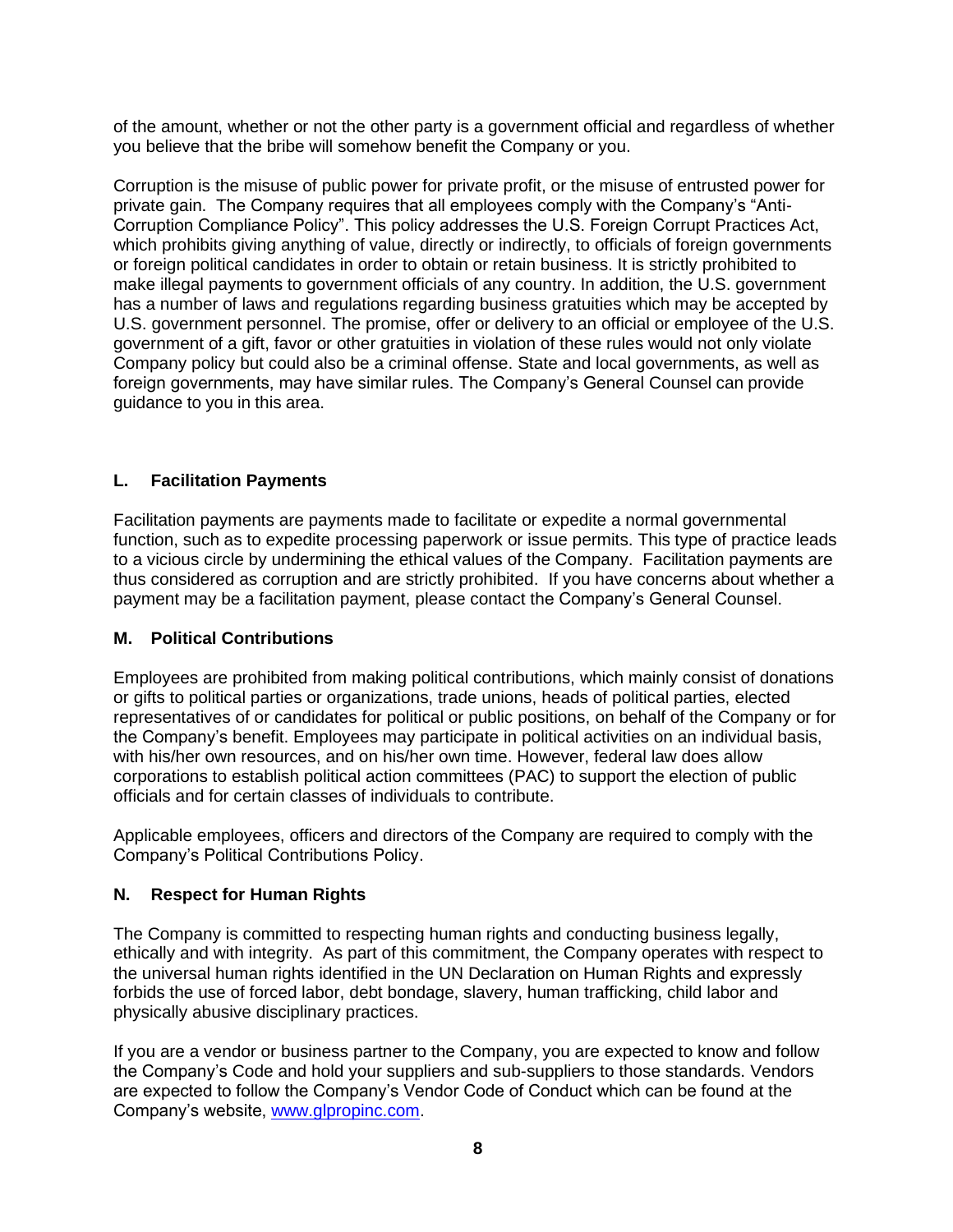of the amount, whether or not the other party is a government official and regardless of whether you believe that the bribe will somehow benefit the Company or you.

Corruption is the misuse of public power for private profit, or the misuse of entrusted power for private gain. The Company requires that all employees comply with the Company's "Anti-Corruption Compliance Policy". This policy addresses the U.S. Foreign Corrupt Practices Act, which prohibits giving anything of value, directly or indirectly, to officials of foreign governments or foreign political candidates in order to obtain or retain business. It is strictly prohibited to make illegal payments to government officials of any country. In addition, the U.S. government has a number of laws and regulations regarding business gratuities which may be accepted by U.S. government personnel. The promise, offer or delivery to an official or employee of the U.S. government of a gift, favor or other gratuities in violation of these rules would not only violate Company policy but could also be a criminal offense. State and local governments, as well as foreign governments, may have similar rules. The Company's General Counsel can provide guidance to you in this area.

### L. Facilitation Payments

Facilitation payments are payments made to facilitate or expedite a normal governmental function, such as to expedite processing paperwork or issue permits. This type of practice leads to a vicious circle by undermining the ethical values of the Company. Facilitation payments are thus considered as corruption and are strictly prohibited. If you have concerns about whether a payment may be a facilitation payment, please contact the Company's General Counsel.

### M. Political Contributions

Employees are prohibited from making political contributions, which mainly consist of donations or gifts to political parties or organizations, trade unions, heads of political parties, elected representatives of or candidates for political or public positions, on behalf of the Company or for the Company's benefit. Employees may participate in political activities on an individual basis, with his/her own resources, and on his/her own time. However, federal law does allow corporations to establish political action committees (PAC) to support the election of public officials and for certain classes of individuals to contribute.

Applicable employees, officers and directors of the Company are required to comply with the Company's Political Contributions Policy.

### N. Respect for Human Rights

The Company is committed to respecting human rights and conducting business legally, ethically and with integrity. As part of this commitment, the Company operates with respect to the universal human rights identified in the UN Declaration on Human Rights and expressly forbids the use of forced labor, debt bondage, slavery, human trafficking, child labor and physically abusive disciplinary practices.

If you are a vendor or business partner to the Company, you are expected to know and follow the Company's Code and hold your suppliers and sub-suppliers to those standards. Vendors are expected to follow the Company's Vendor Code of Conduct which can be found at the Company's website, [www.glpropinc.com](http://www.glpropinc.com).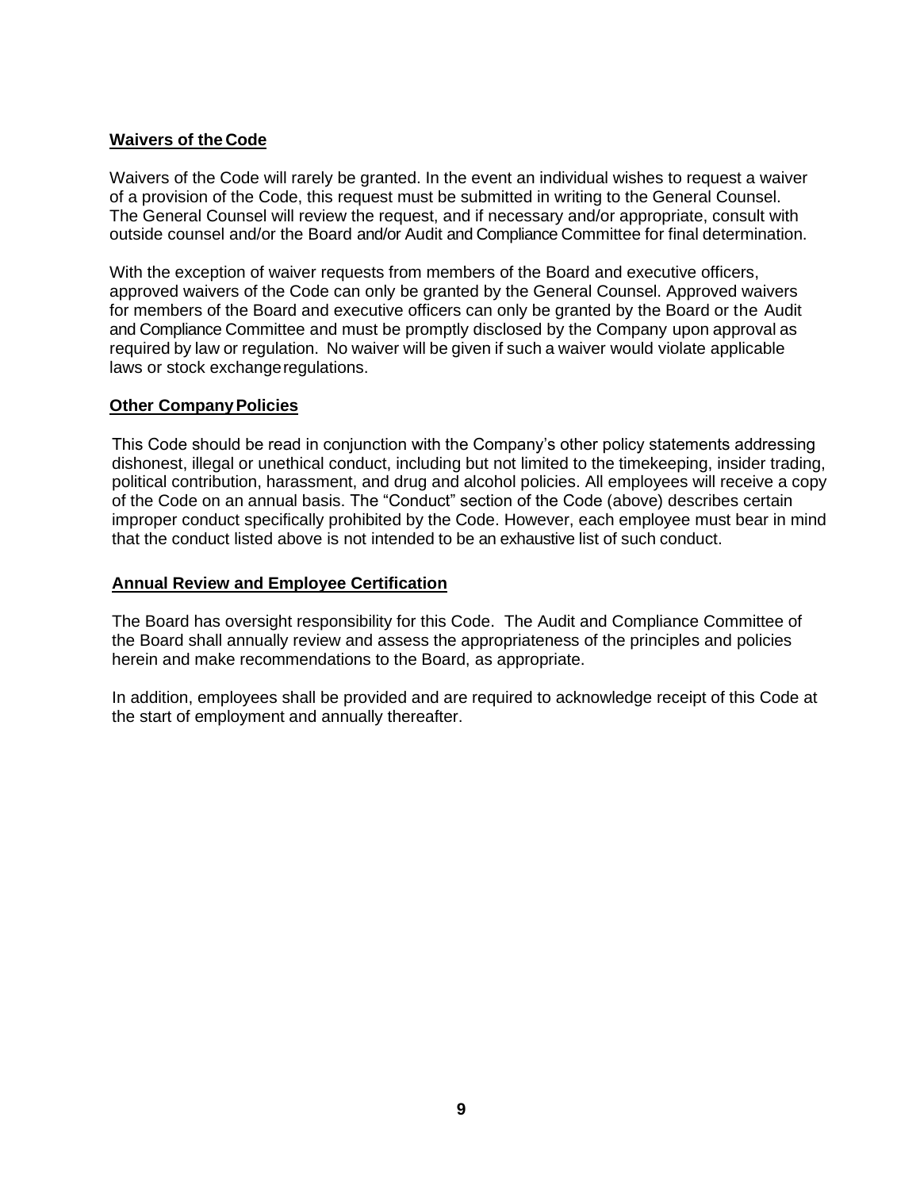**Waivers of the Code**

Waivers of the Code will rarely be granted. In the event an individual wishes to request a waiver of a provision of the Code, this request must be submitted in writing to the General Counsel. The General Counsel will review the request, and if necessary and/or appropriate, consult with outside counsel and/or the Board and/or Audit and Compliance Committee for final determination.

With the exception of waiver requests from members of the Board and executive officers, approved waivers of the Code can only be granted by the General Counsel. Approved waivers for members of the Board and executive officers can only be granted by the Board or the Audit and Compliance Committee and must be promptly disclosed by the Company upon approval as required by law or regulation. No waiver will be given if such a waiver would violate applicable laws or stock exchange regulations.

**Other Company Policies**

This Code should be read in conjunction with the Company's other policy statements addressing dishonest, illegal or unethical conduct, including but not limited to the timekeeping, insider trading, political contribution, harassment, and drug and alcohol policies. All employees will receive a copy of the Code on an annual basis. The "Conduct" section of the Code (above) describes certain improper conduct specifically prohibited by the Code. However, each employee must bear in mind that the conduct listed above is not intended to be an exhaustive list of such conduct.

**Annual Review and Employee Certification**

The Board has oversight responsibility for this Code. The Audit and Compliance Committee of the Board shall annually review and assess the appropriateness of the principles and policies herein and make recommendations to the Board, as appropriate.

In addition, employees shall be provided and are required to acknowledge receipt of this Code at the start of employment and annually thereafter.